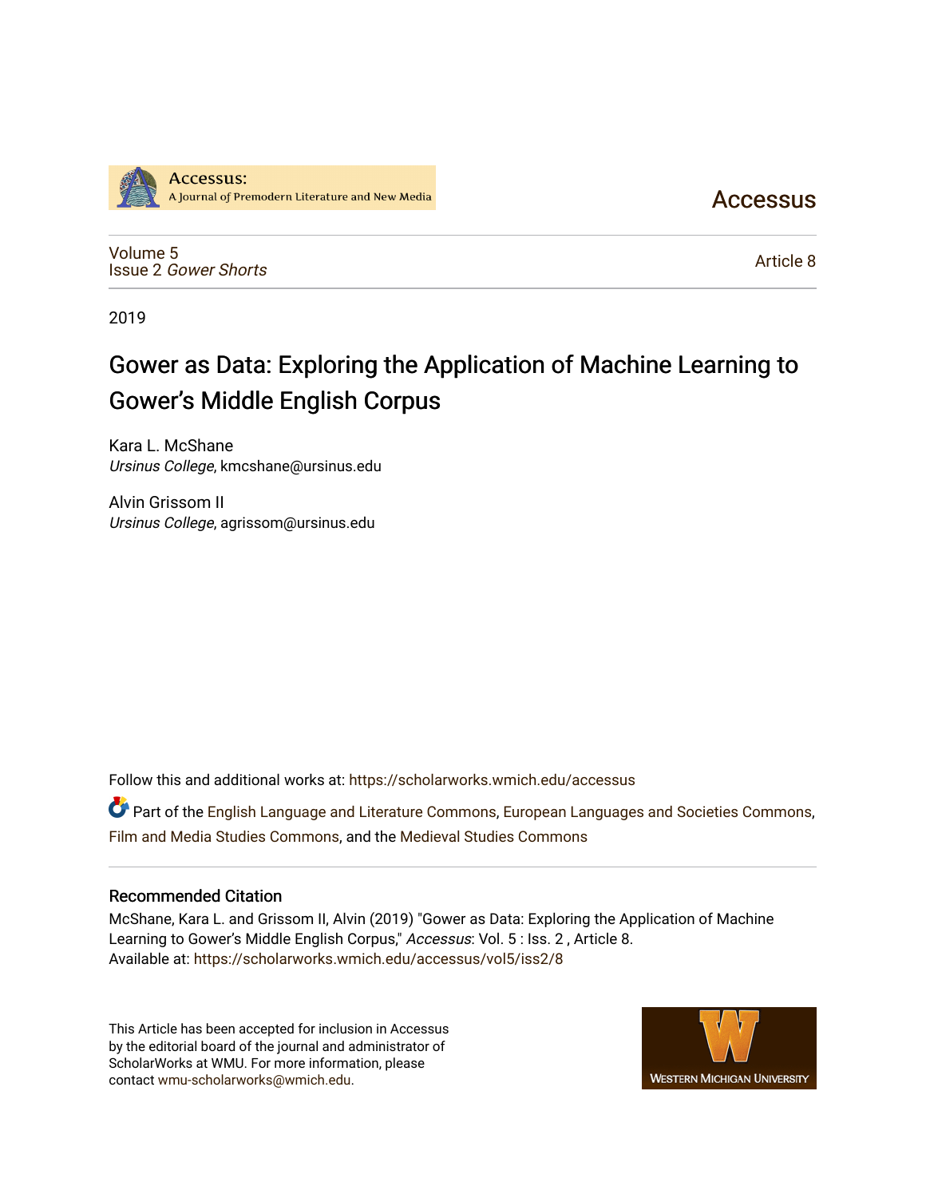Accessus: A Journal of Premodern Literature and New Media

Accessus

Volume 5
Issue 2 *Gower Shorts*

Article 8

2019

# Gower as Data: Exploring the Application of Machine Learning to Gower's Middle English Corpus

Kara L. McShane
*Ursinus College*, kmcshane@ursinus.edu

Alvin Grissom II
*Ursinus College*, agrissom@ursinus.edu

Follow this and additional works at: https://scholarworks.wmich.edu/accessus

Part of the English Language and Literature Commons, European Languages and Societies Commons, Film and Media Studies Commons, and the Medieval Studies Commons

## Recommended Citation

McShane, Kara L. and Grissom II, Alvin (2019) "Gower as Data: Exploring the Application of Machine Learning to Gower's Middle English Corpus," *Accessus*: Vol. 5 : Iss. 2 , Article 8.
Available at: https://scholarworks.wmich.edu/accessus/vol5/iss2/8

This Article has been accepted for inclusion in Accessus by the editorial board of the journal and administrator of ScholarWorks at WMU. For more information, please contact wmu-scholarworks@wmich.edu.

Western Michigan University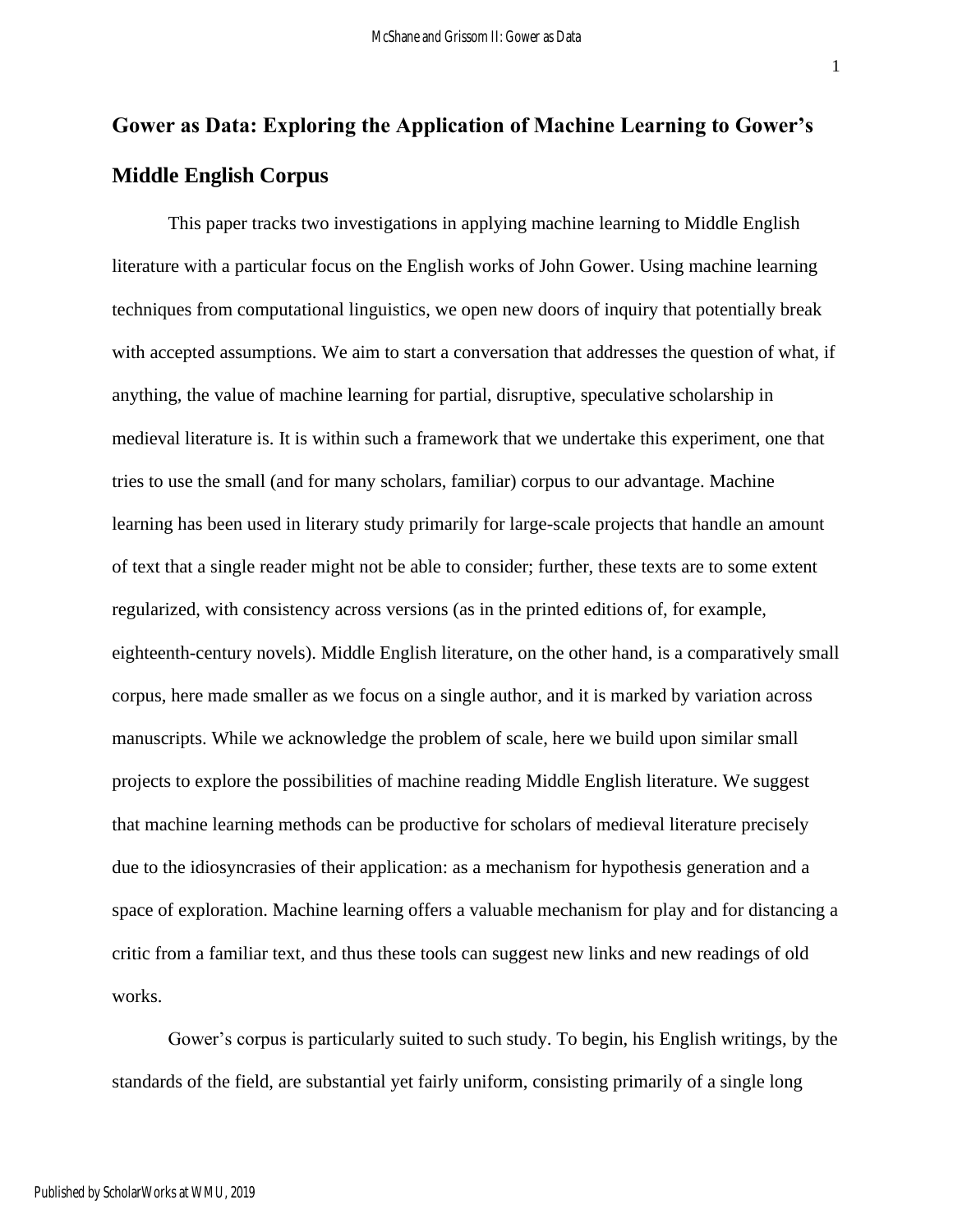# Gower as Data: Exploring the Application of Machine Learning to Gower's Middle English Corpus

This paper tracks two investigations in applying machine learning to Middle English literature with a particular focus on the English works of John Gower. Using machine learning techniques from computational linguistics, we open new doors of inquiry that potentially break with accepted assumptions. We aim to start a conversation that addresses the question of what, if anything, the value of machine learning for partial, disruptive, speculative scholarship in medieval literature is. It is within such a framework that we undertake this experiment, one that tries to use the small (and for many scholars, familiar) corpus to our advantage. Machine learning has been used in literary study primarily for large-scale projects that handle an amount of text that a single reader might not be able to consider; further, these texts are to some extent regularized, with consistency across versions (as in the printed editions of, for example, eighteenth-century novels). Middle English literature, on the other hand, is a comparatively small corpus, here made smaller as we focus on a single author, and it is marked by variation across manuscripts. While we acknowledge the problem of scale, here we build upon similar small projects to explore the possibilities of machine reading Middle English literature. We suggest that machine learning methods can be productive for scholars of medieval literature precisely due to the idiosyncrasies of their application: as a mechanism for hypothesis generation and a space of exploration. Machine learning offers a valuable mechanism for play and for distancing a critic from a familiar text, and thus these tools can suggest new links and new readings of old works.

Gower's corpus is particularly suited to such study. To begin, his English writings, by the standards of the field, are substantial yet fairly uniform, consisting primarily of a single long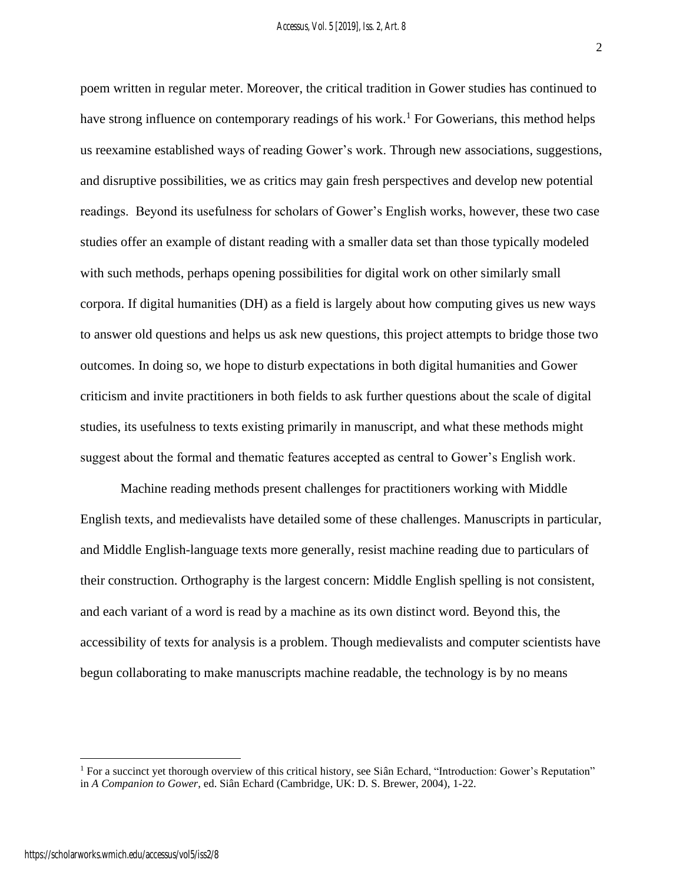poem written in regular meter. Moreover, the critical tradition in Gower studies has continued to have strong influence on contemporary readings of his work.[1] For Gowerians, this method helps us reexamine established ways of reading Gower's work. Through new associations, suggestions, and disruptive possibilities, we as critics may gain fresh perspectives and develop new potential readings. Beyond its usefulness for scholars of Gower's English works, however, these two case studies offer an example of distant reading with a smaller data set than those typically modeled with such methods, perhaps opening possibilities for digital work on other similarly small corpora. If digital humanities (DH) as a field is largely about how computing gives us new ways to answer old questions and helps us ask new questions, this project attempts to bridge those two outcomes. In doing so, we hope to disturb expectations in both digital humanities and Gower criticism and invite practitioners in both fields to ask further questions about the scale of digital studies, its usefulness to texts existing primarily in manuscript, and what these methods might suggest about the formal and thematic features accepted as central to Gower's English work.

Machine reading methods present challenges for practitioners working with Middle English texts, and medievalists have detailed some of these challenges. Manuscripts in particular, and Middle English-language texts more generally, resist machine reading due to particulars of their construction. Orthography is the largest concern: Middle English spelling is not consistent, and each variant of a word is read by a machine as its own distinct word. Beyond this, the accessibility of texts for analysis is a problem. Though medievalists and computer scientists have begun collaborating to make manuscripts machine readable, the technology is by no means

[1] For a succinct yet thorough overview of this critical history, see Siân Echard, "Introduction: Gower's Reputation" in *A Companion to Gower*, ed. Siân Echard (Cambridge, UK: D. S. Brewer, 2004), 1-22.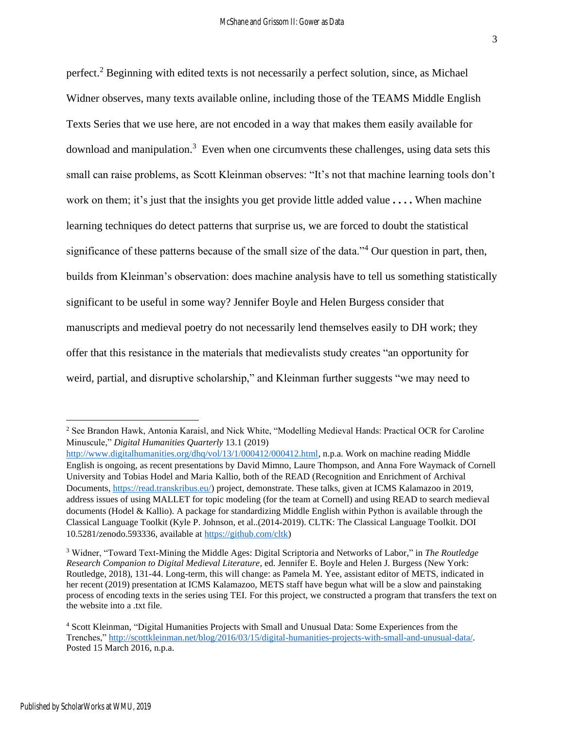perfect.[2] Beginning with edited texts is not necessarily a perfect solution, since, as Michael Widner observes, many texts available online, including those of the TEAMS Middle English Texts Series that we use here, are not encoded in a way that makes them easily available for download and manipulation.[3] Even when one circumvents these challenges, using data sets this small can raise problems, as Scott Kleinman observes: "It's not that machine learning tools don't work on them; it's just that the insights you get provide little added value **. . . .** When machine learning techniques do detect patterns that surprise us, we are forced to doubt the statistical significance of these patterns because of the small size of the data."[4] Our question in part, then, builds from Kleinman's observation: does machine analysis have to tell us something statistically significant to be useful in some way? Jennifer Boyle and Helen Burgess consider that manuscripts and medieval poetry do not necessarily lend themselves easily to DH work; they offer that this resistance in the materials that medievalists study creates "an opportunity for weird, partial, and disruptive scholarship," and Kleinman further suggests "we may need to

---

[2] See Brandon Hawk, Antonia Karaisl, and Nick White, "Modelling Medieval Hands: Practical OCR for Caroline Minuscule," *Digital Humanities Quarterly* 13.1 (2019) http://www.digitalhumanities.org/dhq/vol/13/1/000412/000412.html, n.p.a. Work on machine reading Middle English is ongoing, as recent presentations by David Mimno, Laure Thompson, and Anna Fore Waymack of Cornell University and Tobias Hodel and Maria Kallio, both of the READ (Recognition and Enrichment of Archival Documents, https://read.transkribus.eu/) project, demonstrate. These talks, given at ICMS Kalamazoo in 2019, address issues of using MALLET for topic modeling (for the team at Cornell) and using READ to search medieval documents (Hodel & Kallio). A package for standardizing Middle English within Python is available through the Classical Language Toolkit (Kyle P. Johnson, et al..(2014-2019). CLTK: The Classical Language Toolkit. DOI 10.5281/zenodo.593336, available at https://github.com/cltk)

[3] Widner, "Toward Text-Mining the Middle Ages: Digital Scriptoria and Networks of Labor," in *The Routledge Research Companion to Digital Medieval Literature*, ed. Jennifer E. Boyle and Helen J. Burgess (New York: Routledge, 2018), 131-44. Long-term, this will change: as Pamela M. Yee, assistant editor of METS, indicated in her recent (2019) presentation at ICMS Kalamazoo, METS staff have begun what will be a slow and painstaking process of encoding texts in the series using TEI. For this project, we constructed a program that transfers the text on the website into a .txt file.

[4] Scott Kleinman, "Digital Humanities Projects with Small and Unusual Data: Some Experiences from the Trenches," http://scottkleinman.net/blog/2016/03/15/digital-humanities-projects-with-small-and-unusual-data/. Posted 15 March 2016, n.p.a.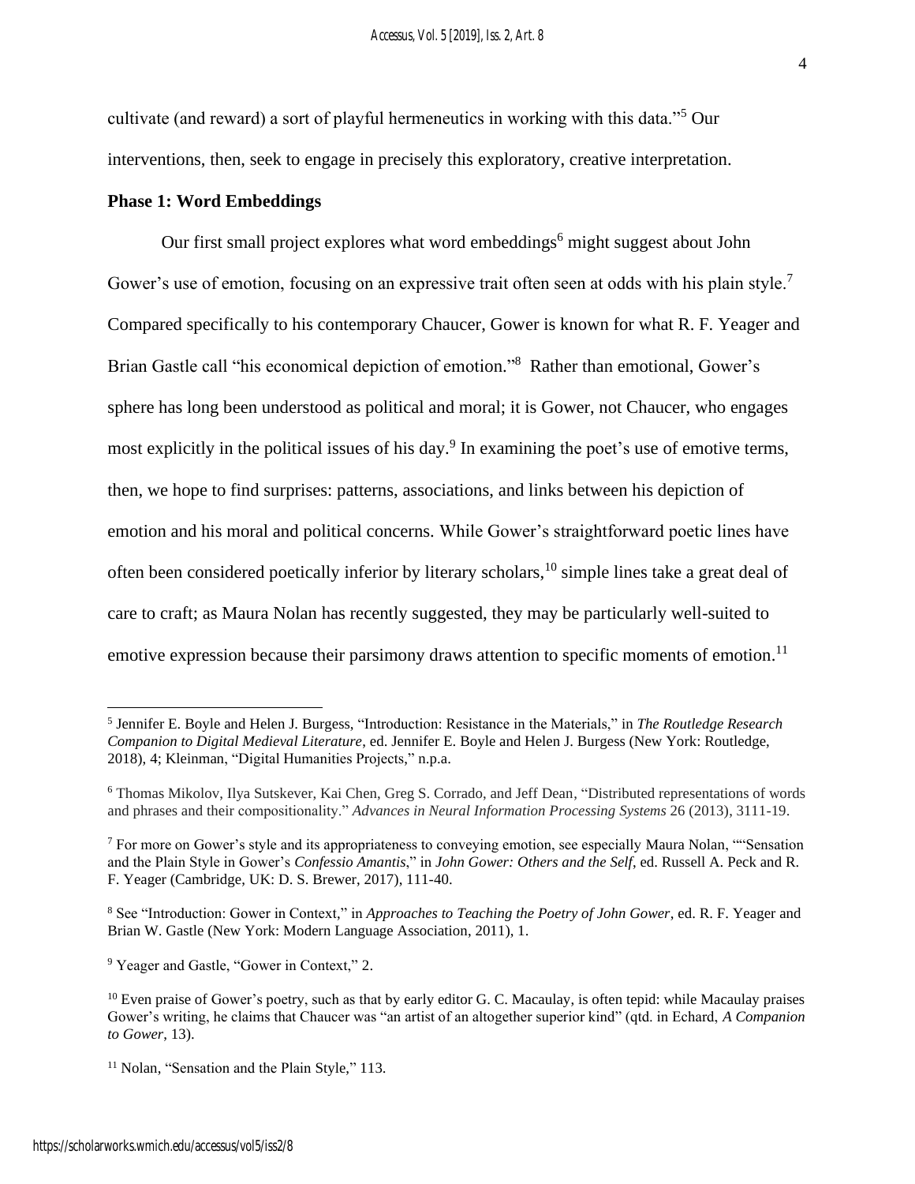cultivate (and reward) a sort of playful hermeneutics in working with this data."[5] Our interventions, then, seek to engage in precisely this exploratory, creative interpretation.

**Phase 1: Word Embeddings**

Our first small project explores what word embeddings[6] might suggest about John Gower's use of emotion, focusing on an expressive trait often seen at odds with his plain style.[7] Compared specifically to his contemporary Chaucer, Gower is known for what R. F. Yeager and Brian Gastle call "his economical depiction of emotion."[8] Rather than emotional, Gower's sphere has long been understood as political and moral; it is Gower, not Chaucer, who engages most explicitly in the political issues of his day.[9] In examining the poet's use of emotive terms, then, we hope to find surprises: patterns, associations, and links between his depiction of emotion and his moral and political concerns. While Gower's straightforward poetic lines have often been considered poetically inferior by literary scholars,[10] simple lines take a great deal of care to craft; as Maura Nolan has recently suggested, they may be particularly well-suited to emotive expression because their parsimony draws attention to specific moments of emotion.[11]

---

[5] Jennifer E. Boyle and Helen J. Burgess, "Introduction: Resistance in the Materials," in *The Routledge Research Companion to Digital Medieval Literature*, ed. Jennifer E. Boyle and Helen J. Burgess (New York: Routledge, 2018), 4; Kleinman, "Digital Humanities Projects," n.p.a.

[6] Thomas Mikolov, Ilya Sutskever, Kai Chen, Greg S. Corrado, and Jeff Dean, "Distributed representations of words and phrases and their compositionality." *Advances in Neural Information Processing Systems* 26 (2013), 3111-19.

[7] For more on Gower's style and its appropriateness to conveying emotion, see especially Maura Nolan, ""Sensation and the Plain Style in Gower's *Confessio Amantis*," in *John Gower: Others and the Self*, ed. Russell A. Peck and R. F. Yeager (Cambridge, UK: D. S. Brewer, 2017), 111-40.

[8] See "Introduction: Gower in Context," in *Approaches to Teaching the Poetry of John Gower*, ed. R. F. Yeager and Brian W. Gastle (New York: Modern Language Association, 2011), 1.

[9] Yeager and Gastle, "Gower in Context," 2.

[10] Even praise of Gower's poetry, such as that by early editor G. C. Macaulay, is often tepid: while Macaulay praises Gower's writing, he claims that Chaucer was "an artist of an altogether superior kind" (qtd. in Echard, *A Companion to Gower*, 13).

[11] Nolan, "Sensation and the Plain Style," 113.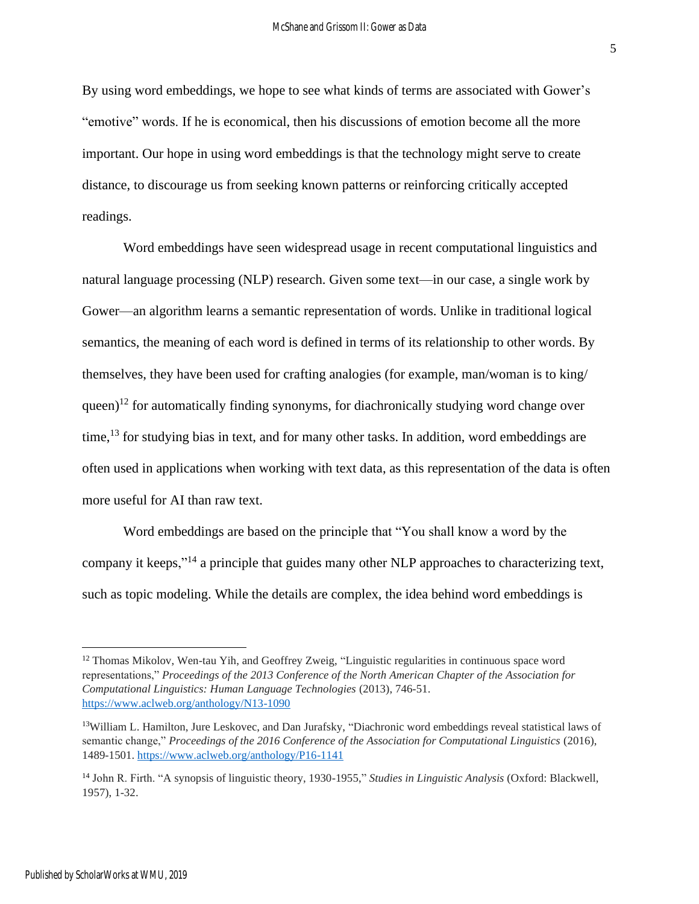By using word embeddings, we hope to see what kinds of terms are associated with Gower's "emotive" words. If he is economical, then his discussions of emotion become all the more important. Our hope in using word embeddings is that the technology might serve to create distance, to discourage us from seeking known patterns or reinforcing critically accepted readings.

Word embeddings have seen widespread usage in recent computational linguistics and natural language processing (NLP) research. Given some text—in our case, a single work by Gower—an algorithm learns a semantic representation of words. Unlike in traditional logical semantics, the meaning of each word is defined in terms of its relationship to other words. By themselves, they have been used for crafting analogies (for example, man/woman is to king/queen)[12] for automatically finding synonyms, for diachronically studying word change over time,[13] for studying bias in text, and for many other tasks. In addition, word embeddings are often used in applications when working with text data, as this representation of the data is often more useful for AI than raw text.

Word embeddings are based on the principle that "You shall know a word by the company it keeps,"[14] a principle that guides many other NLP approaches to characterizing text, such as topic modeling. While the details are complex, the idea behind word embeddings is

---

[12] Thomas Mikolov, Wen-tau Yih, and Geoffrey Zweig, "Linguistic regularities in continuous space word representations," *Proceedings of the 2013 Conference of the North American Chapter of the Association for Computational Linguistics: Human Language Technologies* (2013), 746-51. https://www.aclweb.org/anthology/N13-1090

[13] William L. Hamilton, Jure Leskovec, and Dan Jurafsky, "Diachronic word embeddings reveal statistical laws of semantic change," *Proceedings of the 2016 Conference of the Association for Computational Linguistics* (2016), 1489-1501. https://www.aclweb.org/anthology/P16-1141

[14] John R. Firth. "A synopsis of linguistic theory, 1930-1955," *Studies in Linguistic Analysis* (Oxford: Blackwell, 1957), 1-32.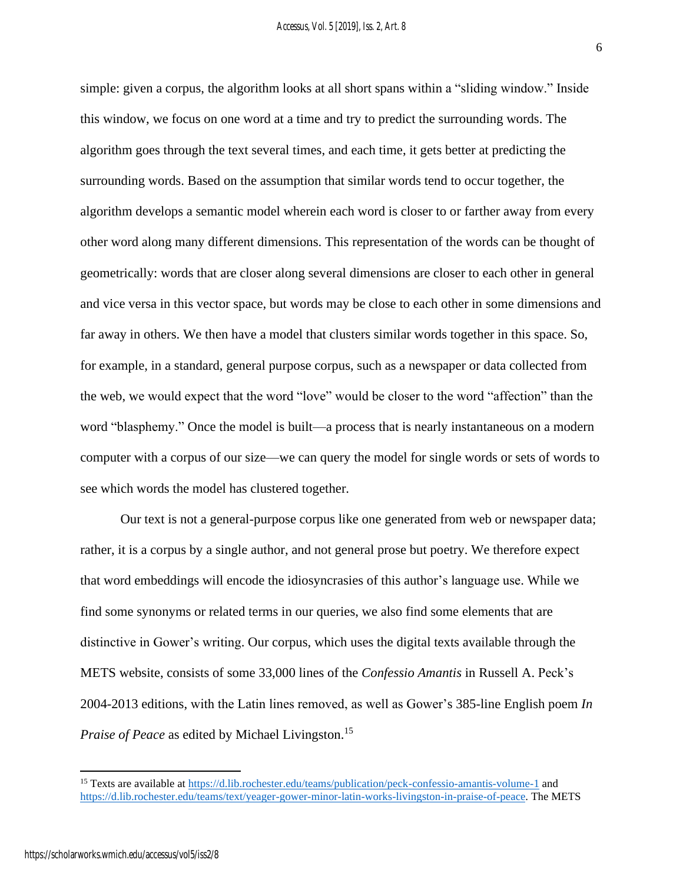simple: given a corpus, the algorithm looks at all short spans within a "sliding window." Inside this window, we focus on one word at a time and try to predict the surrounding words. The algorithm goes through the text several times, and each time, it gets better at predicting the surrounding words. Based on the assumption that similar words tend to occur together, the algorithm develops a semantic model wherein each word is closer to or farther away from every other word along many different dimensions. This representation of the words can be thought of geometrically: words that are closer along several dimensions are closer to each other in general and vice versa in this vector space, but words may be close to each other in some dimensions and far away in others. We then have a model that clusters similar words together in this space. So, for example, in a standard, general purpose corpus, such as a newspaper or data collected from the web, we would expect that the word "love" would be closer to the word "affection" than the word "blasphemy." Once the model is built—a process that is nearly instantaneous on a modern computer with a corpus of our size—we can query the model for single words or sets of words to see which words the model has clustered together.

Our text is not a general-purpose corpus like one generated from web or newspaper data; rather, it is a corpus by a single author, and not general prose but poetry. We therefore expect that word embeddings will encode the idiosyncrasies of this author's language use. While we find some synonyms or related terms in our queries, we also find some elements that are distinctive in Gower's writing. Our corpus, which uses the digital texts available through the METS website, consists of some 33,000 lines of the *Confessio Amantis* in Russell A. Peck's 2004-2013 editions, with the Latin lines removed, as well as Gower's 385-line English poem *In Praise of Peace* as edited by Michael Livingston.[15]

[15] Texts are available at https://d.lib.rochester.edu/teams/publication/peck-confessio-amantis-volume-1 and https://d.lib.rochester.edu/teams/text/yeager-gower-minor-latin-works-livingston-in-praise-of-peace. The METS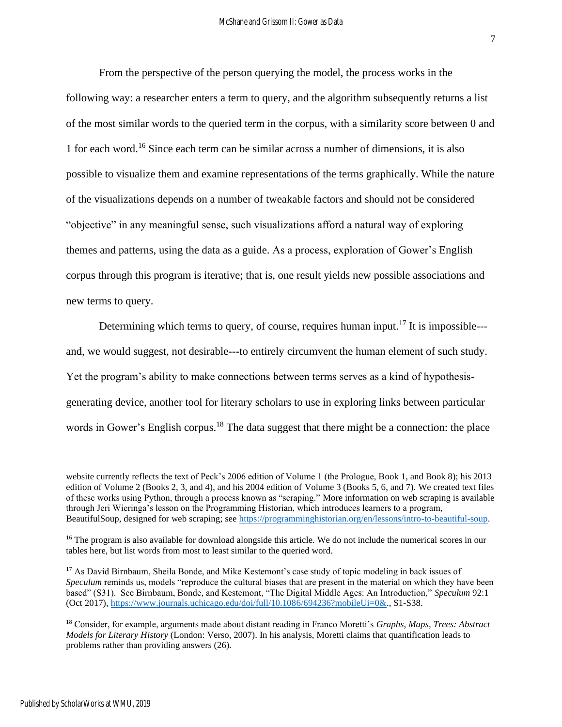From the perspective of the person querying the model, the process works in the following way: a researcher enters a term to query, and the algorithm subsequently returns a list of the most similar words to the queried term in the corpus, with a similarity score between 0 and 1 for each word.[16] Since each term can be similar across a number of dimensions, it is also possible to visualize them and examine representations of the terms graphically. While the nature of the visualizations depends on a number of tweakable factors and should not be considered "objective" in any meaningful sense, such visualizations afford a natural way of exploring themes and patterns, using the data as a guide. As a process, exploration of Gower's English corpus through this program is iterative; that is, one result yields new possible associations and new terms to query.

Determining which terms to query, of course, requires human input.[17] It is impossible---and, we would suggest, not desirable---to entirely circumvent the human element of such study. Yet the program's ability to make connections between terms serves as a kind of hypothesis-generating device, another tool for literary scholars to use in exploring links between particular words in Gower's English corpus.[18] The data suggest that there might be a connection: the place

---

website currently reflects the text of Peck's 2006 edition of Volume 1 (the Prologue, Book 1, and Book 8); his 2013 edition of Volume 2 (Books 2, 3, and 4), and his 2004 edition of Volume 3 (Books 5, 6, and 7). We created text files of these works using Python, through a process known as "scraping." More information on web scraping is available through Jeri Wieringa's lesson on the Programming Historian, which introduces learners to a program, BeautifulSoup, designed for web scraping; see https://programminghistorian.org/en/lessons/intro-to-beautiful-soup.

[16] The program is also available for download alongside this article. We do not include the numerical scores in our tables here, but list words from most to least similar to the queried word.

[17] As David Birnbaum, Sheila Bonde, and Mike Kestemont's case study of topic modeling in back issues of *Speculum* reminds us, models "reproduce the cultural biases that are present in the material on which they have been based" (S31). See Birnbaum, Bonde, and Kestemont, "The Digital Middle Ages: An Introduction," *Speculum* 92:1 (Oct 2017), https://www.journals.uchicago.edu/doi/full/10.1086/694236?mobileUi=0&., S1-S38.

[18] Consider, for example, arguments made about distant reading in Franco Moretti's *Graphs, Maps, Trees: Abstract Models for Literary History* (London: Verso, 2007). In his analysis, Moretti claims that quantification leads to problems rather than providing answers (26).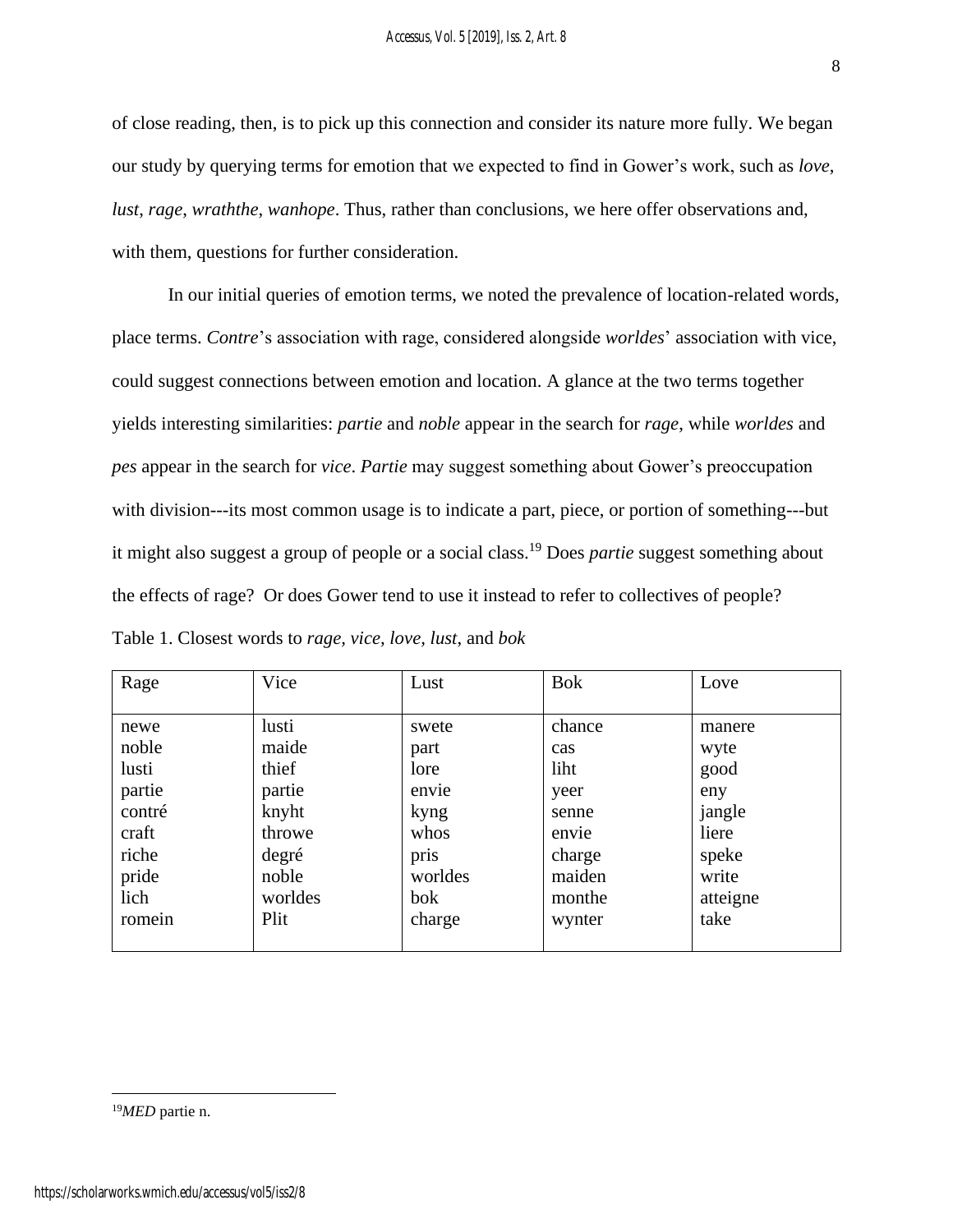of close reading, then, is to pick up this connection and consider its nature more fully. We began our study by querying terms for emotion that we expected to find in Gower's work, such as *love*, *lust*, *rage*, *wraththe*, *wanhope*. Thus, rather than conclusions, we here offer observations and, with them, questions for further consideration.

In our initial queries of emotion terms, we noted the prevalence of location-related words, place terms. *Contre*'s association with rage, considered alongside *worldes*' association with vice, could suggest connections between emotion and location. A glance at the two terms together yields interesting similarities: *partie* and *noble* appear in the search for *rage*, while *worldes* and *pes* appear in the search for *vice*. *Partie* may suggest something about Gower's preoccupation with division---its most common usage is to indicate a part, piece, or portion of something---but it might also suggest a group of people or a social class.[19] Does *partie* suggest something about the effects of rage? Or does Gower tend to use it instead to refer to collectives of people?

Table 1. Closest words to *rage*, *vice*, *love*, *lust*, and *bok*

| Rage | Vice | Lust | Bok | Love |
|---|---|---|---|---|
| newe | lusti | swete | chance | manere |
| noble | maide | part | cas | wyte |
| lusti | thief | lore | liht | good |
| partie | partie | envie | yeer | eny |
| contré | knyht | kyng | senne | jangle |
| craft | throwe | whos | envie | liere |
| riche | degré | pris | charge | speke |
| pride | noble | worldes | maiden | write |
| lich | worldes | bok | monthe | atteigne |
| romein | Plit | charge | wynter | take |

[19] *MED* partie n.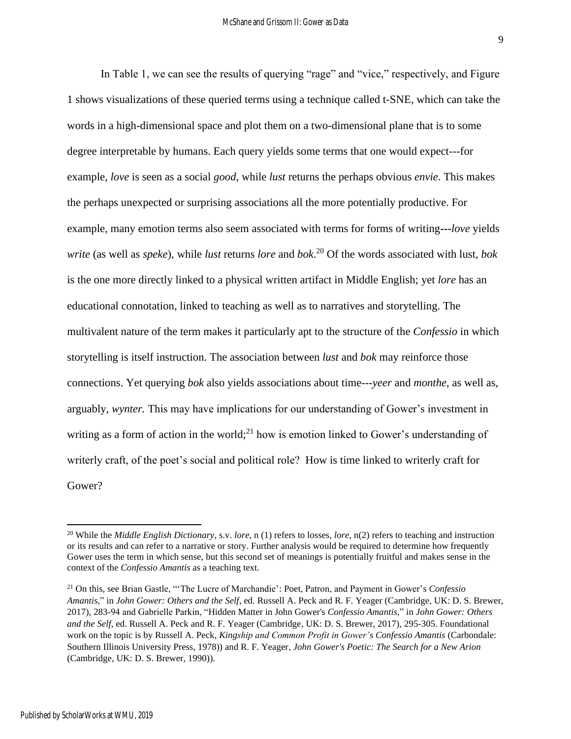In Table 1, we can see the results of querying "rage" and "vice," respectively, and Figure 1 shows visualizations of these queried terms using a technique called t-SNE, which can take the words in a high-dimensional space and plot them on a two-dimensional plane that is to some degree interpretable by humans. Each query yields some terms that one would expect---for example, *love* is seen as a social *good*, while *lust* returns the perhaps obvious *envie*. This makes the perhaps unexpected or surprising associations all the more potentially productive. For example, many emotion terms also seem associated with terms for forms of writing---*love* yields *write* (as well as *speke*), while *lust* returns *lore* and *bok*.[20] Of the words associated with lust, *bok* is the one more directly linked to a physical written artifact in Middle English; yet *lore* has an educational connotation, linked to teaching as well as to narratives and storytelling. The multivalent nature of the term makes it particularly apt to the structure of the *Confessio* in which storytelling is itself instruction. The association between *lust* and *bok* may reinforce those connections. Yet querying *bok* also yields associations about time---*yeer* and *monthe*, as well as, arguably, *wynter.* This may have implications for our understanding of Gower's investment in writing as a form of action in the world;[21] how is emotion linked to Gower's understanding of writerly craft, of the poet's social and political role? How is time linked to writerly craft for Gower?

---

[20] While the *Middle English Dictionary*, s.v. *lore*, n (1) refers to losses, *lore*, n(2) refers to teaching and instruction or its results and can refer to a narrative or story. Further analysis would be required to determine how frequently Gower uses the term in which sense, but this second set of meanings is potentially fruitful and makes sense in the context of the *Confessio Amantis* as a teaching text.

[21] On this, see Brian Gastle, "'The Lucre of Marchandie': Poet, Patron, and Payment in Gower's *Confessio Amantis*," in *John Gower: Others and the Self*, ed. Russell A. Peck and R. F. Yeager (Cambridge, UK: D. S. Brewer, 2017), 283-94 and Gabrielle Parkin, "Hidden Matter in John Gower's *Confessio Amantis*," in *John Gower: Others and the Self*, ed. Russell A. Peck and R. F. Yeager (Cambridge, UK: D. S. Brewer, 2017), 295-305. Foundational work on the topic is by Russell A. Peck, *Kingship and Common Profit in Gower's Confessio Amantis* (Carbondale: Southern Illinois University Press, 1978)) and R. F. Yeager, *John Gower's Poetic: The Search for a New Arion* (Cambridge, UK: D. S. Brewer, 1990)).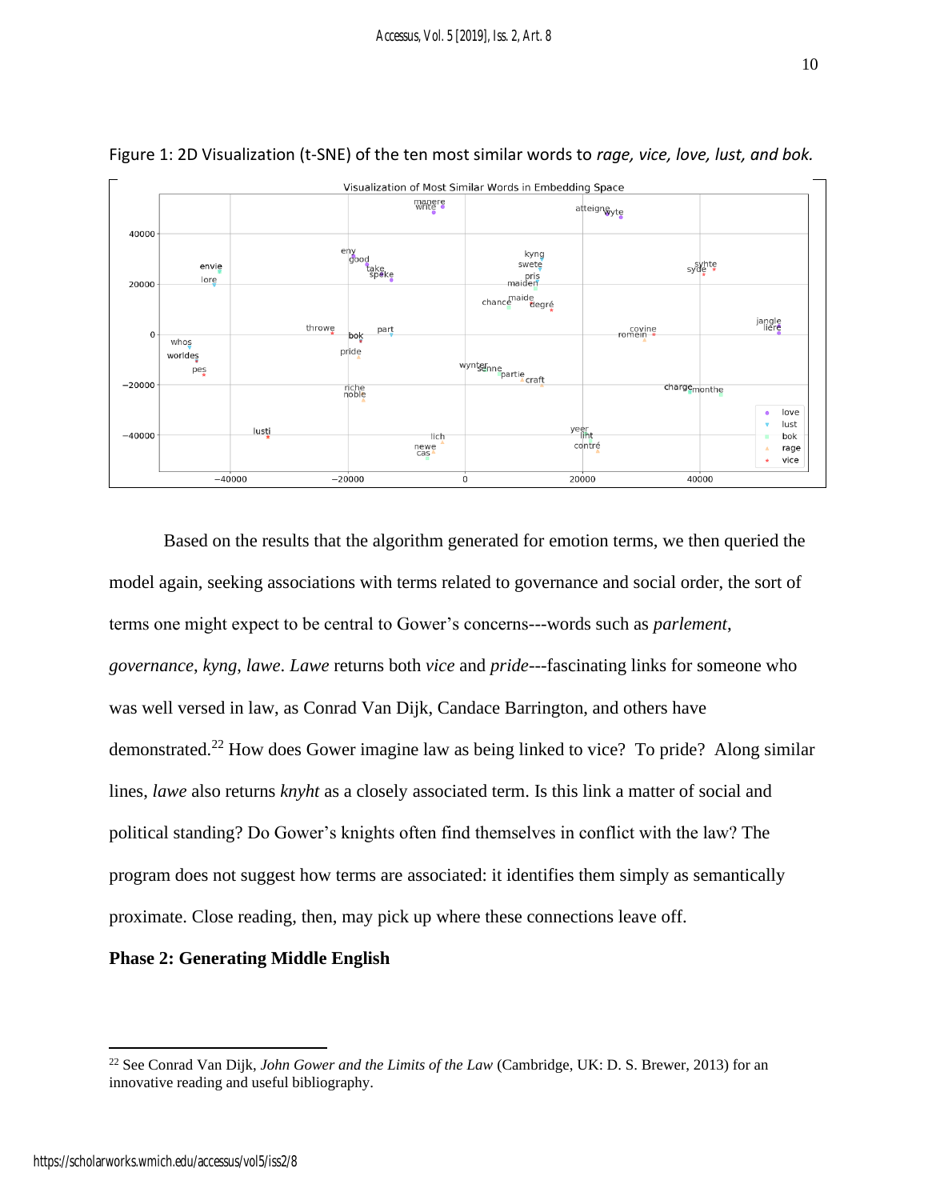Figure 1: 2D Visualization (t-SNE) of the ten most similar words to *rage, vice, love, lust, and bok.*

Based on the results that the algorithm generated for emotion terms, we then queried the model again, seeking associations with terms related to governance and social order, the sort of terms one might expect to be central to Gower's concerns---words such as *parlement*, *governance*, *kyng*, *lawe*. *Lawe* returns both *vice* and *pride*---fascinating links for someone who was well versed in law, as Conrad Van Dijk, Candace Barrington, and others have demonstrated.[22] How does Gower imagine law as being linked to vice? To pride? Along similar lines, *lawe* also returns *knyht* as a closely associated term. Is this link a matter of social and political standing? Do Gower's knights often find themselves in conflict with the law? The program does not suggest how terms are associated: it identifies them simply as semantically proximate. Close reading, then, may pick up where these connections leave off.

**Phase 2: Generating Middle English**

[22] See Conrad Van Dijk, *John Gower and the Limits of the Law* (Cambridge, UK: D. S. Brewer, 2013) for an innovative reading and useful bibliography.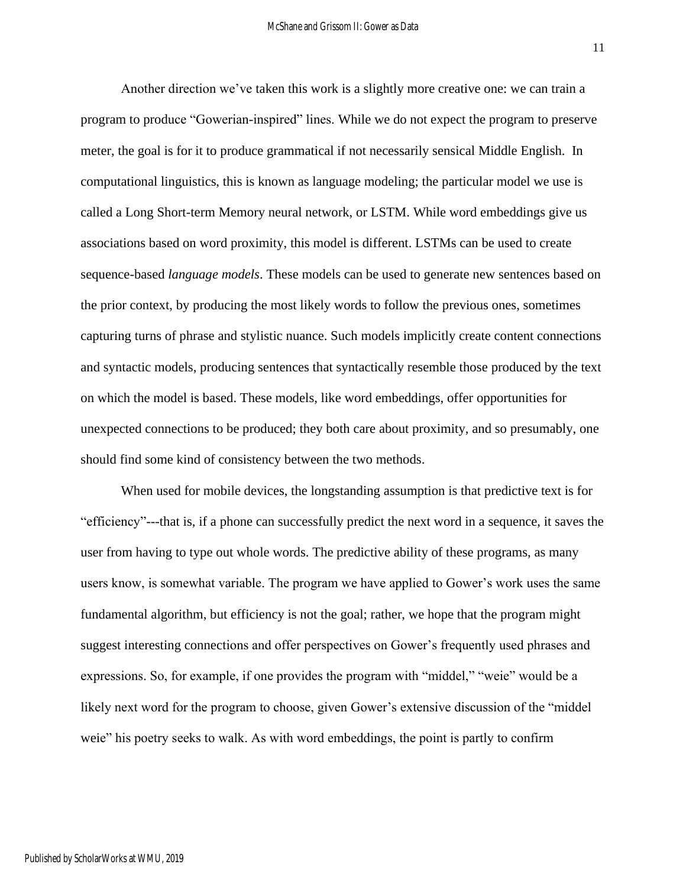Another direction we've taken this work is a slightly more creative one: we can train a program to produce "Gowerian-inspired" lines. While we do not expect the program to preserve meter, the goal is for it to produce grammatical if not necessarily sensical Middle English. In computational linguistics, this is known as language modeling; the particular model we use is called a Long Short-term Memory neural network, or LSTM. While word embeddings give us associations based on word proximity, this model is different. LSTMs can be used to create sequence-based *language models*. These models can be used to generate new sentences based on the prior context, by producing the most likely words to follow the previous ones, sometimes capturing turns of phrase and stylistic nuance. Such models implicitly create content connections and syntactic models, producing sentences that syntactically resemble those produced by the text on which the model is based. These models, like word embeddings, offer opportunities for unexpected connections to be produced; they both care about proximity, and so presumably, one should find some kind of consistency between the two methods.

When used for mobile devices, the longstanding assumption is that predictive text is for "efficiency"---that is, if a phone can successfully predict the next word in a sequence, it saves the user from having to type out whole words. The predictive ability of these programs, as many users know, is somewhat variable. The program we have applied to Gower's work uses the same fundamental algorithm, but efficiency is not the goal; rather, we hope that the program might suggest interesting connections and offer perspectives on Gower's frequently used phrases and expressions. So, for example, if one provides the program with "middel," "weie" would be a likely next word for the program to choose, given Gower's extensive discussion of the "middel weie" his poetry seeks to walk. As with word embeddings, the point is partly to confirm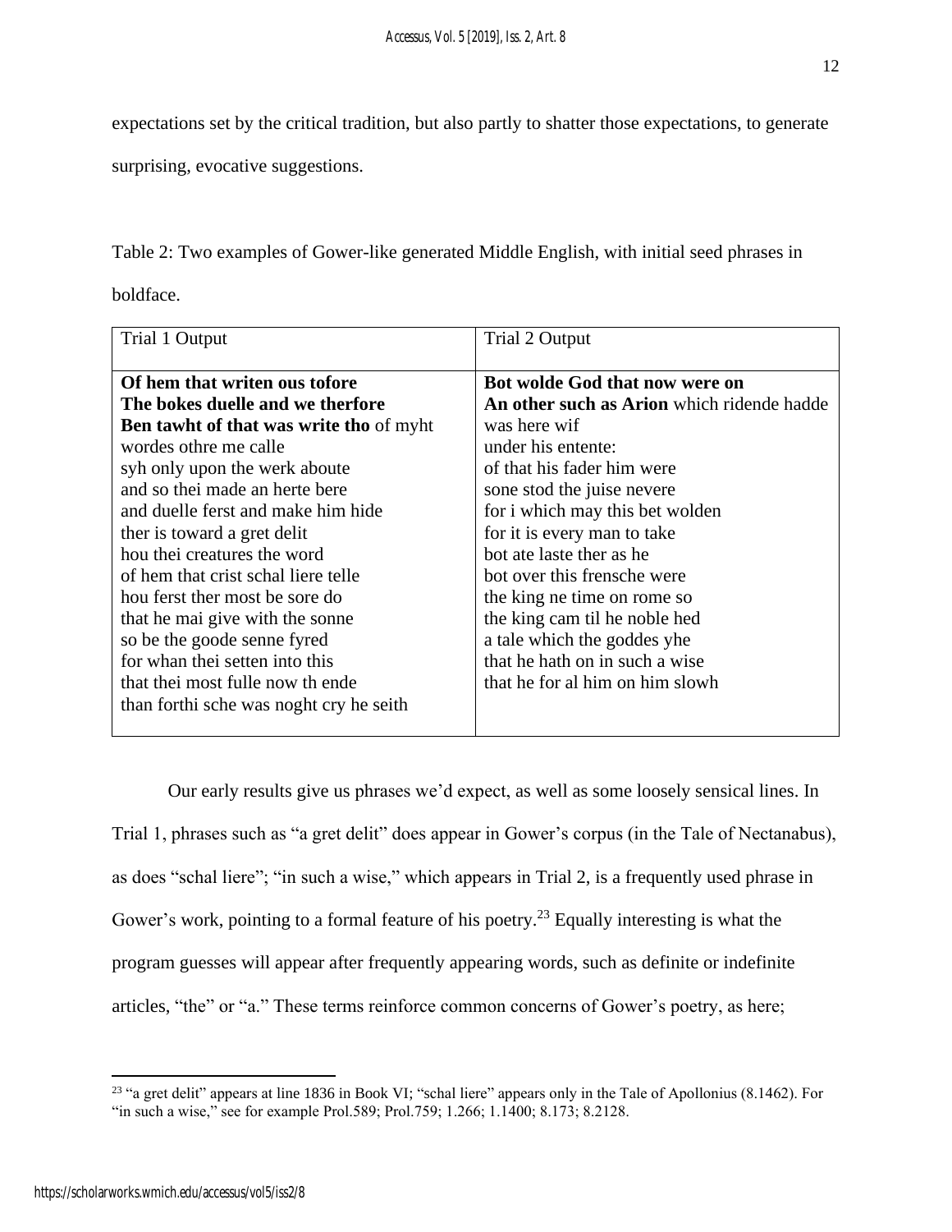expectations set by the critical tradition, but also partly to shatter those expectations, to generate surprising, evocative suggestions.

Table 2: Two examples of Gower-like generated Middle English, with initial seed phrases in boldface.

| Trial 1 Output | Trial 2 Output |
| --- | --- |
| **Of hem that writen ous tofore**<br>**The bokes duelle and we therfore**<br>**Ben tawht of that was write tho** of myht<br>wordes othre me calle<br>syh only upon the werk aboute<br>and so thei made an herte bere<br>and duelle ferst and make him hide<br>ther is toward a gret delit<br>hou thei creatures the word<br>of hem that crist schal liere telle<br>hou ferst ther most be sore do<br>that he mai give with the sonne<br>so be the goode senne fyred<br>for whan thei setten into this<br>that thei most fulle now th ende<br>than forthi sche was noght cry he seith | **Bot wolde God that now were on**<br>**An other such as Arion** which ridende hadde was here wif<br>under his entente:<br>of that his fader him were<br>sone stod the juise nevere<br>for i which may this bet wolden<br>for it is every man to take<br>bot ate laste ther as he<br>bot over this frensche were<br>the king ne time on rome so<br>the king cam til he noble hed<br>a tale which the goddes yhe<br>that he hath on in such a wise<br>that he for al him on him slowh |

Our early results give us phrases we'd expect, as well as some loosely sensical lines. In Trial 1, phrases such as "a gret delit" does appear in Gower's corpus (in the Tale of Nectanabus), as does "schal liere"; "in such a wise," which appears in Trial 2, is a frequently used phrase in Gower's work, pointing to a formal feature of his poetry.[23] Equally interesting is what the program guesses will appear after frequently appearing words, such as definite or indefinite articles, "the" or "a." These terms reinforce common concerns of Gower's poetry, as here;

[23] "a gret delit" appears at line 1836 in Book VI; "schal liere" appears only in the Tale of Apollonius (8.1462). For "in such a wise," see for example Prol.589; Prol.759; 1.266; 1.1400; 8.173; 8.2128.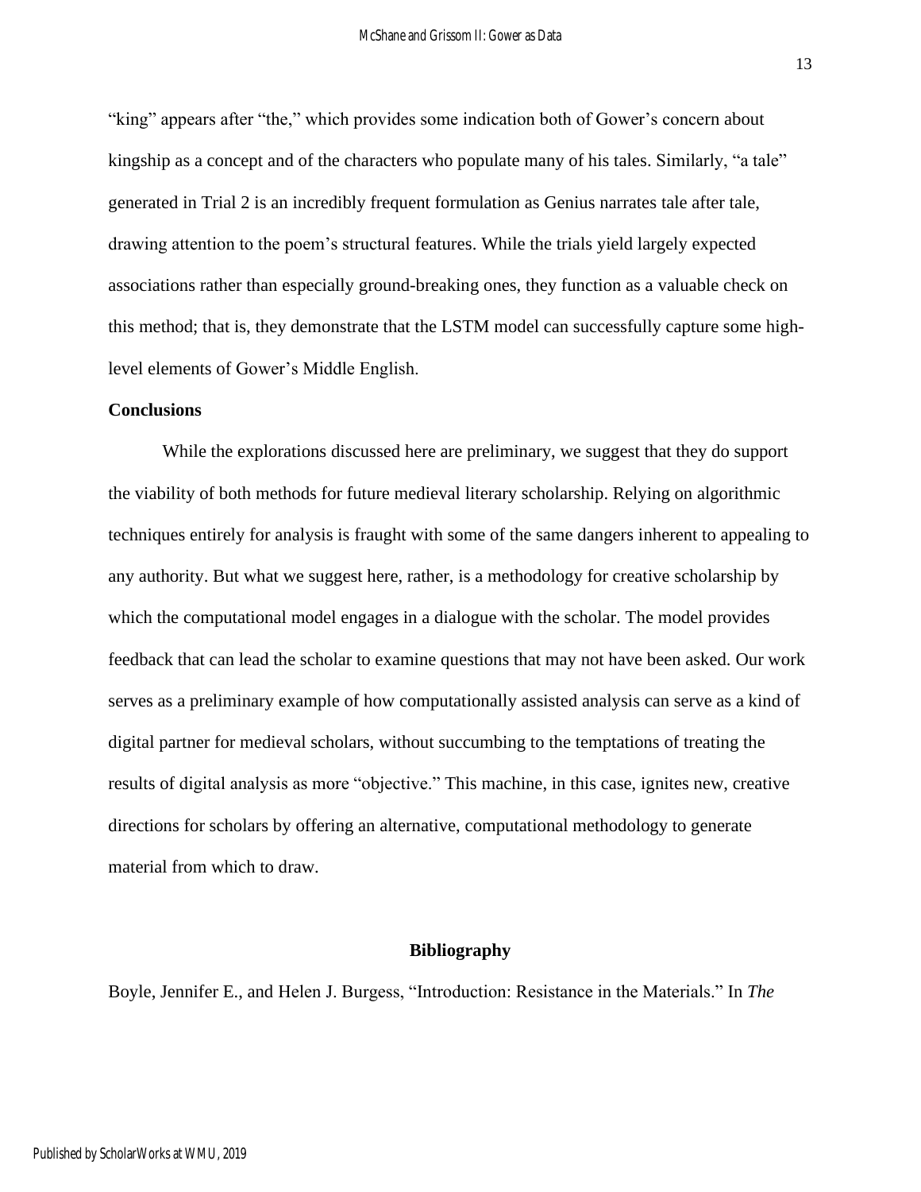"king" appears after "the," which provides some indication both of Gower's concern about kingship as a concept and of the characters who populate many of his tales. Similarly, "a tale" generated in Trial 2 is an incredibly frequent formulation as Genius narrates tale after tale, drawing attention to the poem's structural features. While the trials yield largely expected associations rather than especially ground-breaking ones, they function as a valuable check on this method; that is, they demonstrate that the LSTM model can successfully capture some high-level elements of Gower's Middle English.

**Conclusions**

While the explorations discussed here are preliminary, we suggest that they do support the viability of both methods for future medieval literary scholarship. Relying on algorithmic techniques entirely for analysis is fraught with some of the same dangers inherent to appealing to any authority. But what we suggest here, rather, is a methodology for creative scholarship by which the computational model engages in a dialogue with the scholar. The model provides feedback that can lead the scholar to examine questions that may not have been asked. Our work serves as a preliminary example of how computationally assisted analysis can serve as a kind of digital partner for medieval scholars, without succumbing to the temptations of treating the results of digital analysis as more "objective." This machine, in this case, ignites new, creative directions for scholars by offering an alternative, computational methodology to generate material from which to draw.

## Bibliography

Boyle, Jennifer E., and Helen J. Burgess, "Introduction: Resistance in the Materials." In *The*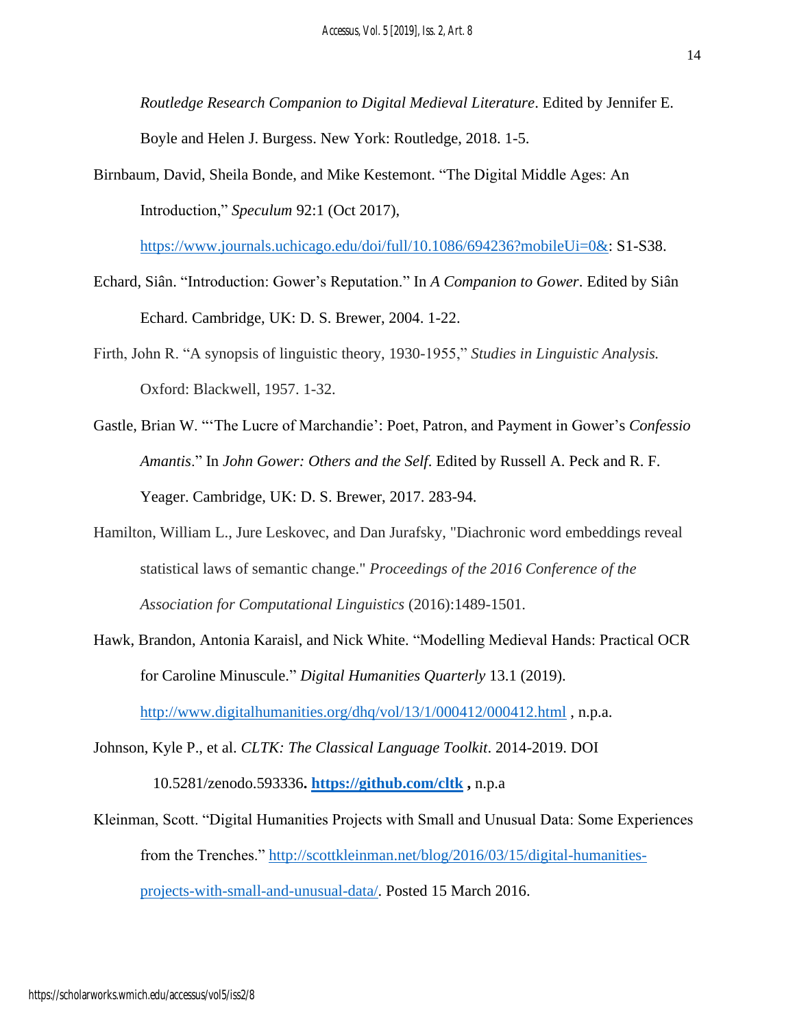*Routledge Research Companion to Digital Medieval Literature*. Edited by Jennifer E. Boyle and Helen J. Burgess. New York: Routledge, 2018. 1-5.

Birnbaum, David, Sheila Bonde, and Mike Kestemont. "The Digital Middle Ages: An Introduction," *Speculum* 92:1 (Oct 2017), https://www.journals.uchicago.edu/doi/full/10.1086/694236?mobileUi=0&: S1-S38.

Echard, Siân. "Introduction: Gower's Reputation." In *A Companion to Gower*. Edited by Siân Echard. Cambridge, UK: D. S. Brewer, 2004. 1-22.

Firth, John R. "A synopsis of linguistic theory, 1930-1955," *Studies in Linguistic Analysis.* Oxford: Blackwell, 1957. 1-32.

Gastle, Brian W. "'The Lucre of Marchandie': Poet, Patron, and Payment in Gower's *Confessio Amantis*." In *John Gower: Others and the Self*. Edited by Russell A. Peck and R. F. Yeager. Cambridge, UK: D. S. Brewer, 2017. 283-94.

Hamilton, William L., Jure Leskovec, and Dan Jurafsky, "Diachronic word embeddings reveal statistical laws of semantic change." *Proceedings of the 2016 Conference of the Association for Computational Linguistics* (2016):1489-1501.

Hawk, Brandon, Antonia Karaisl, and Nick White. "Modelling Medieval Hands: Practical OCR for Caroline Minuscule." *Digital Humanities Quarterly* 13.1 (2019). http://www.digitalhumanities.org/dhq/vol/13/1/000412/000412.html , n.p.a.

Johnson, Kyle P., et al. *CLTK: The Classical Language Toolkit*. 2014-2019. DOI 10.5281/zenodo.593336**. https://github.com/cltk ,** n.p.a

Kleinman, Scott. "Digital Humanities Projects with Small and Unusual Data: Some Experiences from the Trenches." http://scottkleinman.net/blog/2016/03/15/digital-humanities-projects-with-small-and-unusual-data/. Posted 15 March 2016.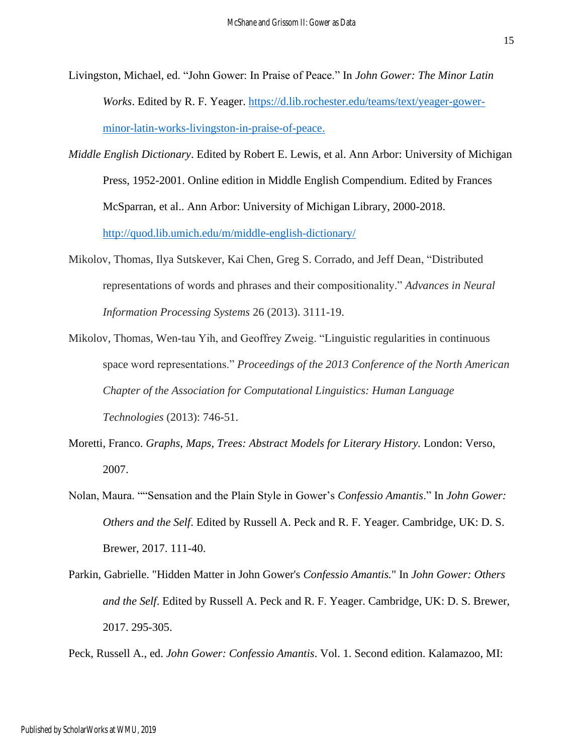Livingston, Michael, ed. "John Gower: In Praise of Peace." In *John Gower: The Minor Latin Works*. Edited by R. F. Yeager. https://d.lib.rochester.edu/teams/text/yeager-gower-minor-latin-works-livingston-in-praise-of-peace.

*Middle English Dictionary*. Edited by Robert E. Lewis, et al. Ann Arbor: University of Michigan Press, 1952-2001. Online edition in Middle English Compendium. Edited by Frances McSparran, et al.. Ann Arbor: University of Michigan Library, 2000-2018. http://quod.lib.umich.edu/m/middle-english-dictionary/

Mikolov, Thomas, Ilya Sutskever, Kai Chen, Greg S. Corrado, and Jeff Dean, "Distributed representations of words and phrases and their compositionality." *Advances in Neural Information Processing Systems* 26 (2013). 3111-19.

Mikolov, Thomas, Wen-tau Yih, and Geoffrey Zweig. "Linguistic regularities in continuous space word representations." *Proceedings of the 2013 Conference of the North American Chapter of the Association for Computational Linguistics: Human Language Technologies* (2013): 746-51.

Moretti, Franco. *Graphs, Maps, Trees: Abstract Models for Literary History.* London: Verso, 2007.

Nolan, Maura. ""Sensation and the Plain Style in Gower's *Confessio Amantis*." In *John Gower: Others and the Self*. Edited by Russell A. Peck and R. F. Yeager. Cambridge, UK: D. S. Brewer, 2017. 111-40.

Parkin, Gabrielle. "Hidden Matter in John Gower's *Confessio Amantis.*" In *John Gower: Others and the Self*. Edited by Russell A. Peck and R. F. Yeager. Cambridge, UK: D. S. Brewer, 2017. 295-305.

Peck, Russell A., ed. *John Gower: Confessio Amantis*. Vol. 1. Second edition. Kalamazoo, MI: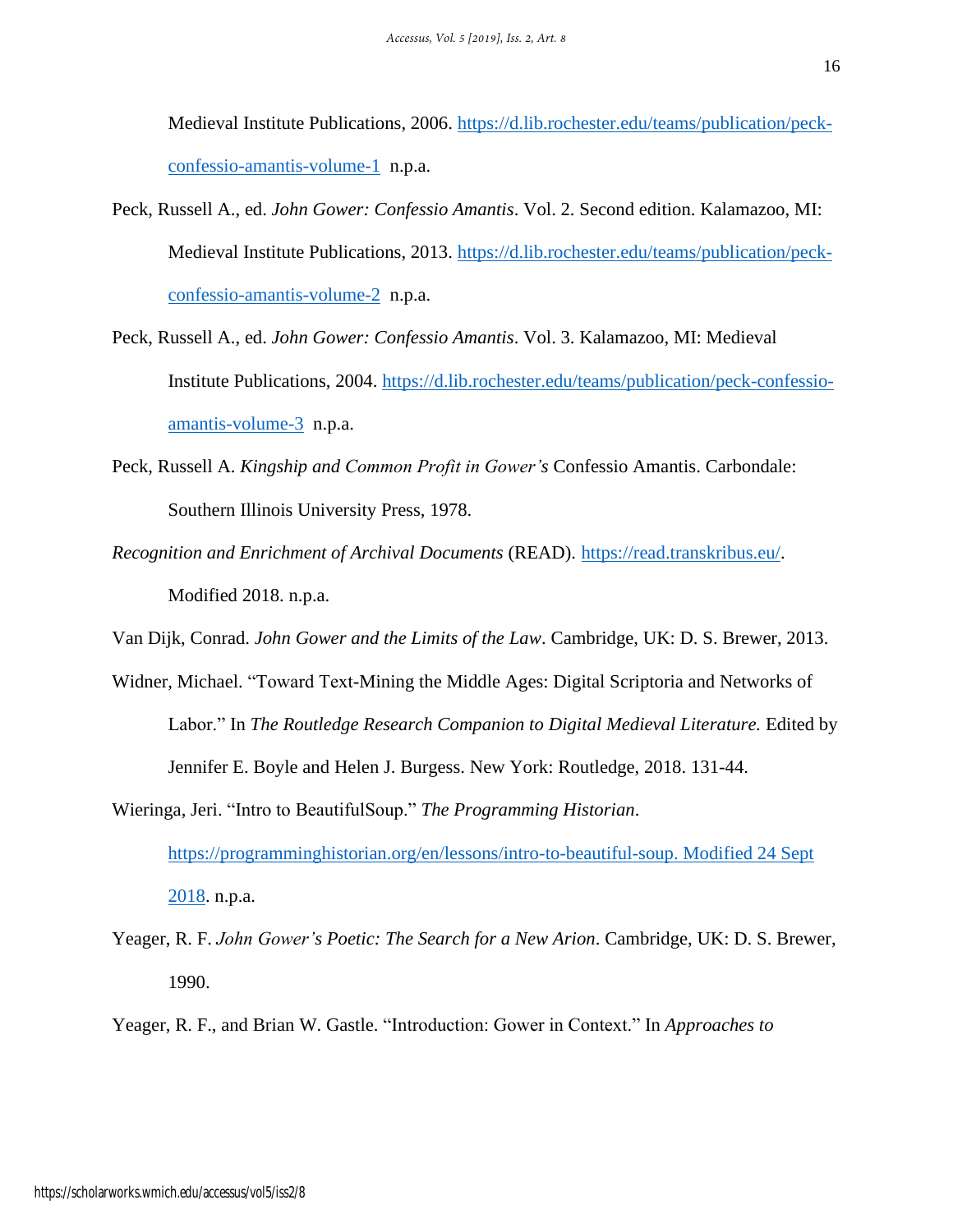Medieval Institute Publications, 2006. https://d.lib.rochester.edu/teams/publication/peck-confessio-amantis-volume-1 n.p.a.

Peck, Russell A., ed. *John Gower: Confessio Amantis*. Vol. 2. Second edition. Kalamazoo, MI: Medieval Institute Publications, 2013. https://d.lib.rochester.edu/teams/publication/peck-confessio-amantis-volume-2 n.p.a.

Peck, Russell A., ed. *John Gower: Confessio Amantis*. Vol. 3. Kalamazoo, MI: Medieval Institute Publications, 2004. https://d.lib.rochester.edu/teams/publication/peck-confessio-amantis-volume-3 n.p.a.

Peck, Russell A. *Kingship and Common Profit in Gower's* Confessio Amantis. Carbondale: Southern Illinois University Press, 1978.

*Recognition and Enrichment of Archival Documents* (READ). https://read.transkribus.eu/. Modified 2018. n.p.a.

Van Dijk, Conrad. *John Gower and the Limits of the Law*. Cambridge, UK: D. S. Brewer, 2013.

Widner, Michael. "Toward Text-Mining the Middle Ages: Digital Scriptoria and Networks of Labor." In *The Routledge Research Companion to Digital Medieval Literature.* Edited by Jennifer E. Boyle and Helen J. Burgess. New York: Routledge, 2018. 131-44.

Wieringa, Jeri. "Intro to BeautifulSoup." *The Programming Historian*. https://programminghistorian.org/en/lessons/intro-to-beautiful-soup. Modified 24 Sept 2018. n.p.a.

Yeager, R. F. *John Gower's Poetic: The Search for a New Arion*. Cambridge, UK: D. S. Brewer, 1990.

Yeager, R. F., and Brian W. Gastle. "Introduction: Gower in Context." In *Approaches to*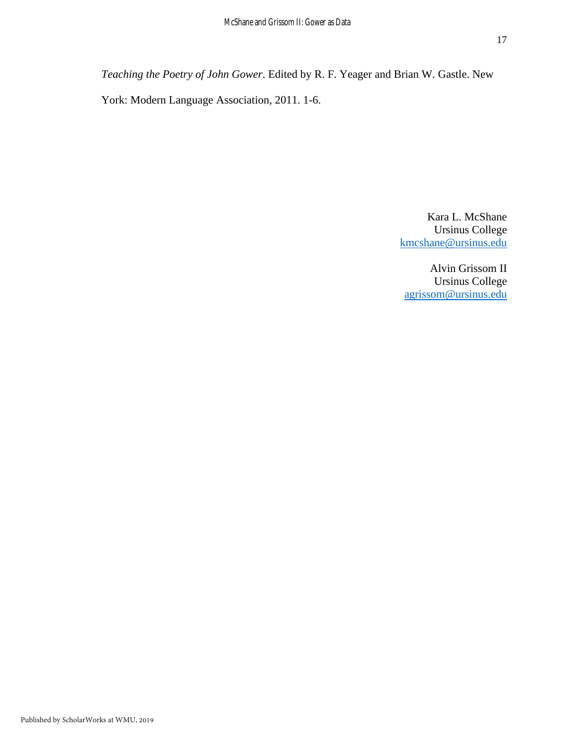*Teaching the Poetry of John Gower*. Edited by R. F. Yeager and Brian W. Gastle. New York: Modern Language Association, 2011. 1-6.

Kara L. McShane
Ursinus College
kmcshane@ursinus.edu

Alvin Grissom II
Ursinus College
agrissom@ursinus.edu